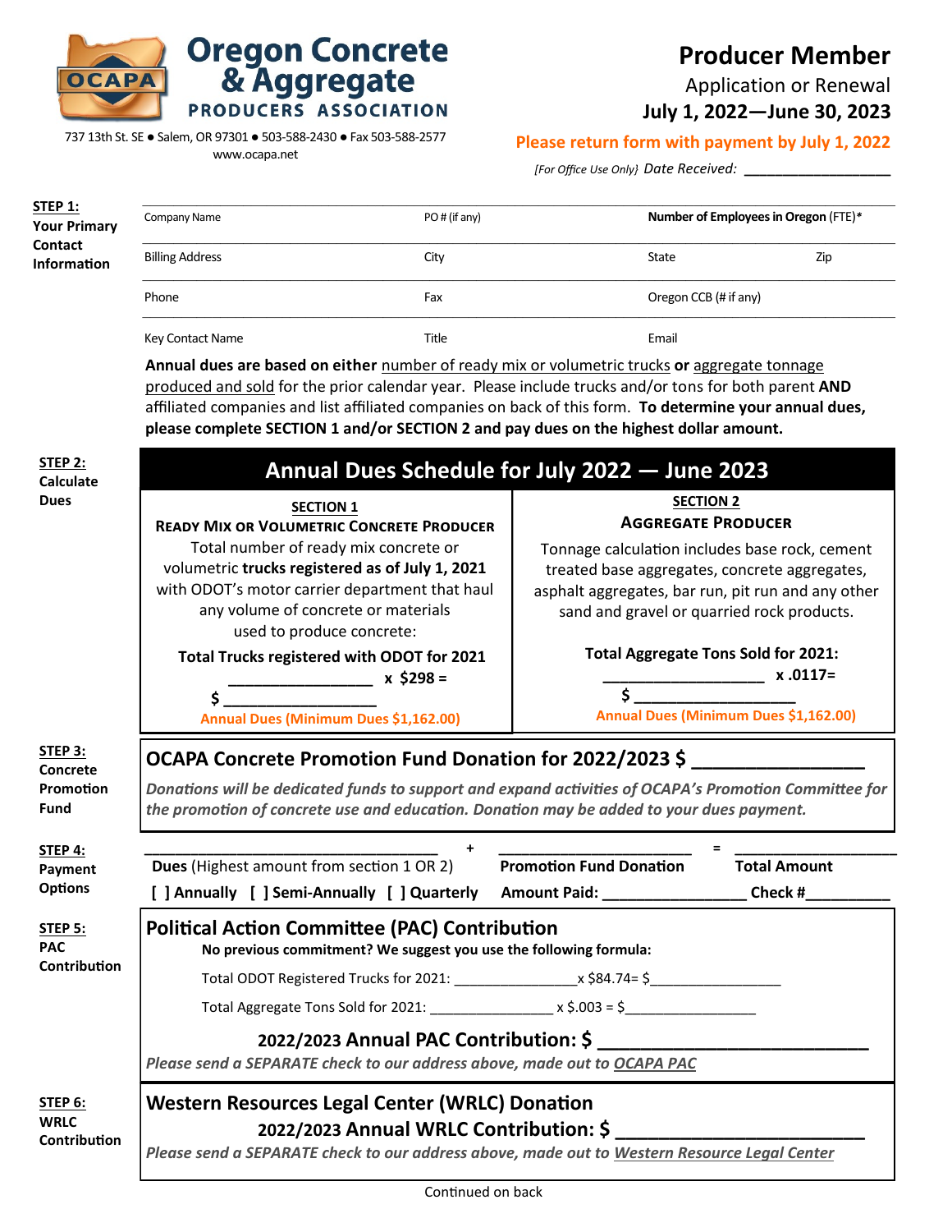# Oregon Concrete & Aggregate PRODUCERS ASSOCIATION

OCAPA

737 13th St. SE ● Salem, OR 97301 ● 503-588-2430 ● Fax 503-588-2577
www.ocapa.net

## Producer Member

Application or Renewal

**July 1, 2022—June 30, 2023**

**Please return form with payment by July 1, 2022**

*[For Office Use Only]* *Date Received:* ________________

**STEP 1: Your Primary Contact Information**

| Company Name | PO # (if any) | **Number of Employees in Oregon** (FTE)* | |
|---|---|---|---|
| Billing Address | City | State | Zip |
| Phone | Fax | Oregon CCB (# if any) | |
| Key Contact Name | Title | Email | |

**Annual dues are based on either** number of ready mix or volumetric trucks **or** aggregate tonnage produced and sold for the prior calendar year. Please include trucks and/or tons for both parent **AND** affiliated companies and list affiliated companies on back of this form. **To determine your annual dues, please complete SECTION 1 and/or SECTION 2 and pay dues on the highest dollar amount.**

**STEP 2: Calculate Dues**

### Annual Dues Schedule for July 2022 — June 2023

| SECTION 1 | SECTION 2 |
|---|---|
| **READY MIX OR VOLUMETRIC CONCRETE PRODUCER** | **AGGREGATE PRODUCER** |
| Total number of ready mix concrete or volumetric **trucks registered as of July 1, 2021** with ODOT's motor carrier department that haul any volume of concrete or materials used to produce concrete: | Tonnage calculation includes base rock, cement treated base aggregates, concrete aggregates, asphalt aggregates, bar run, pit run and any other sand and gravel or quarried rock products. |
| **Total Trucks registered with ODOT for 2021** ________________ **x $298 =** | **Total Aggregate Tons Sold for 2021:** __________________ **x .0117=** |
| **$** ________________ | **$** __________________ |
| Annual Dues (Minimum Dues $1,162.00) | Annual Dues (Minimum Dues $1,162.00) |

**STEP 3: Concrete Promotion Fund**

**OCAPA Concrete Promotion Fund Donation for 2022/2023 $** ________________

***Donations will be dedicated funds to support and expand activities of OCAPA's Promotion Committee for the promotion of concrete use and education. Donation may be added to your dues payment.***

**STEP 4: Payment Options**

_________________________________ + ______________________ = __________________

**Dues** (Highest amount from section 1 OR 2) | **Promotion Fund Donation** | **Total Amount**

**[ ] Annually [ ] Semi-Annually [ ] Quarterly** **Amount Paid:** ________________ **Check #**_________

**STEP 5: PAC Contribution**

### Political Action Committee (PAC) Contribution

**No previous commitment? We suggest you use the following formula:**

Total ODOT Registered Trucks for 2021: _______________x $84.74= $________________

Total Aggregate Tons Sold for 2021: _______________ x $.003 = $________________

**2022/2023 Annual PAC Contribution: $** ___________________________

***Please send a SEPARATE check to our address above, made out to OCAPA PAC***

**STEP 6: WRLC Contribution**

### Western Resources Legal Center (WRLC) Donation

**2022/2023 Annual WRLC Contribution: $** ______________________

***Please send a SEPARATE check to our address above, made out to Western Resource Legal Center***

Continued on back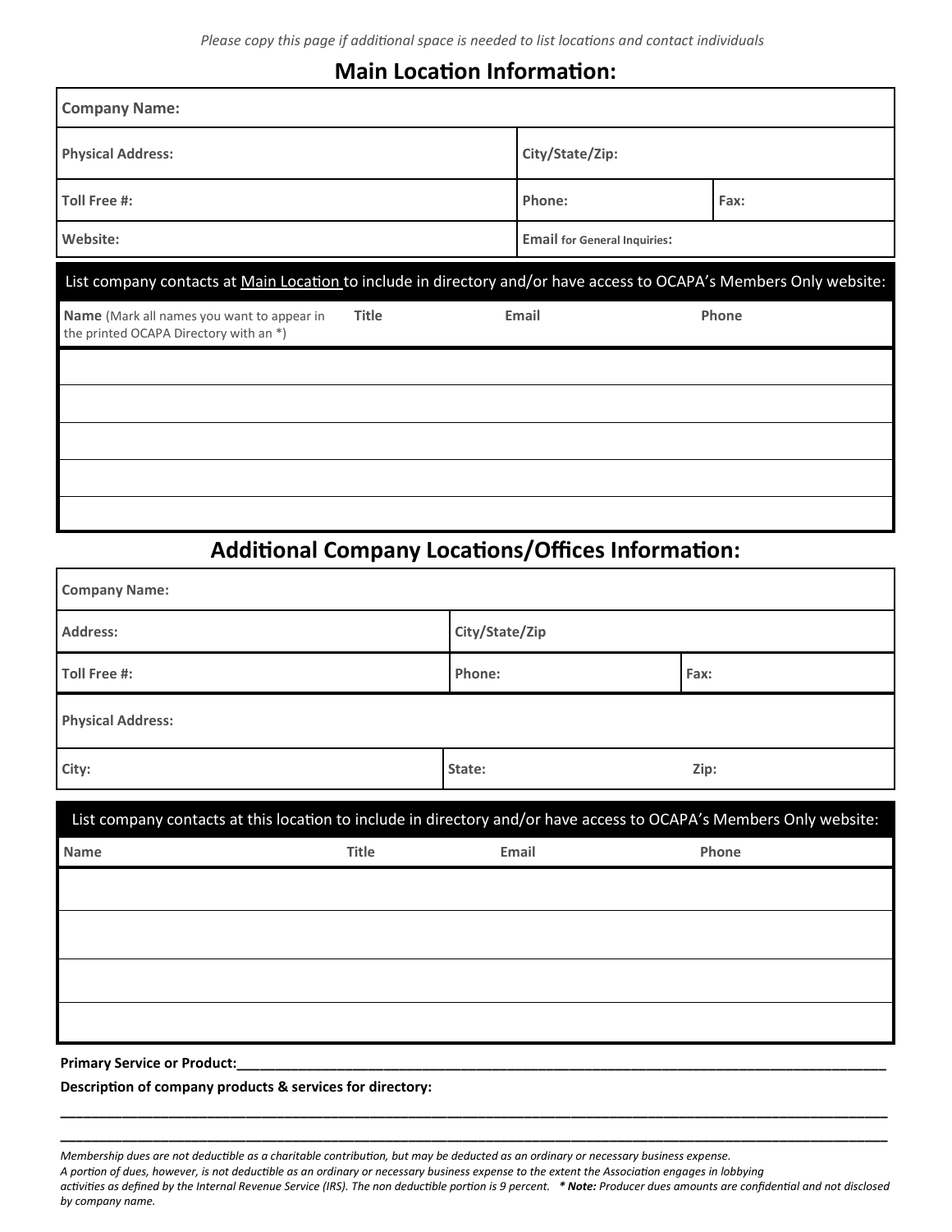*Please copy this page if additional space is needed to list locations and contact individuals*

## Main Location Information:

| | |
|---|---|
| **Company Name:** | |
| **Physical Address:** | **City/State/Zip:** |
| **Toll Free #:** | **Phone:** **Fax:** |
| **Website:** | **Email** for General Inquiries**:** |

List company contacts at <u>Main Location</u> to include in directory and/or have access to OCAPA's Members Only website:

| **Name** (Mark all names you want to appear in the printed OCAPA Directory with an *) | **Title** | **Email** | **Phone** |
|---|---|---|---|
| | | | |
| | | | |
| | | | |
| | | | |
| | | | |

## Additional Company Locations/Offices Information:

| | | |
|---|---|---|
| **Company Name:** | | |
| **Address:** | **City/State/Zip** | |
| **Toll Free #:** | **Phone:** | **Fax:** |
| **Physical Address:** | | |
| **City:** | **State:** | **Zip:** |

List company contacts at this location to include in directory and/or have access to OCAPA's Members Only website:

| **Name** | **Title** | **Email** | **Phone** |
|---|---|---|---|
| | | | |
| | | | |
| | | | |
| | | | |

**Primary Service or Product:**_______________________________________________________________________________

**Description of company products & services for directory:**

_____________________________________________________________________________________________________

_____________________________________________________________________________________________________

*Membership dues are not deductible as a charitable contribution, but may be deducted as an ordinary or necessary business expense. A portion of dues, however, is not deductible as an ordinary or necessary business expense to the extent the Association engages in lobbying activities as defined by the Internal Revenue Service (IRS). The non deductible portion is 9 percent.* ***\* Note:*** *Producer dues amounts are confidential and not disclosed by company name.*